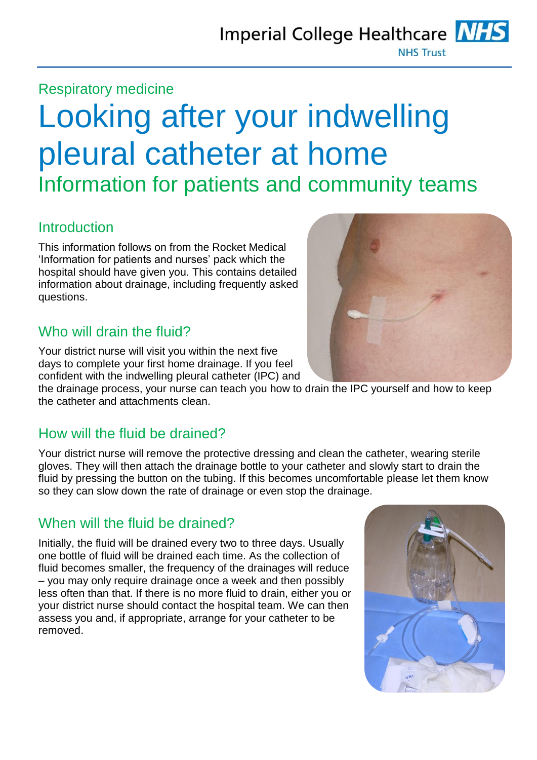Imperial College Healthcare NHS Trust

Respiratory medicine

# Looking after your indwelling pleural catheter at home

## Information for patients and community teams

### Introduction

This information follows on from the Rocket Medical 'Information for patients and nurses' pack which the hospital should have given you. This contains detailed information about drainage, including frequently asked questions.

### Who will drain the fluid?

Your district nurse will visit you within the next five days to complete your first home drainage. If you feel confident with the indwelling pleural catheter (IPC) and the drainage process, your nurse can teach you how to drain the IPC yourself and how to keep the catheter and attachments clean.

### How will the fluid be drained?

Your district nurse will remove the protective dressing and clean the catheter, wearing sterile gloves. They will then attach the drainage bottle to your catheter and slowly start to drain the fluid by pressing the button on the tubing. If this becomes uncomfortable please let them know so they can slow down the rate of drainage or even stop the drainage.

### When will the fluid be drained?

Initially, the fluid will be drained every two to three days. Usually one bottle of fluid will be drained each time. As the collection of fluid becomes smaller, the frequency of the drainages will reduce – you may only require drainage once a week and then possibly less often than that. If there is no more fluid to drain, either you or your district nurse should contact the hospital team. We can then assess you and, if appropriate, arrange for your catheter to be removed.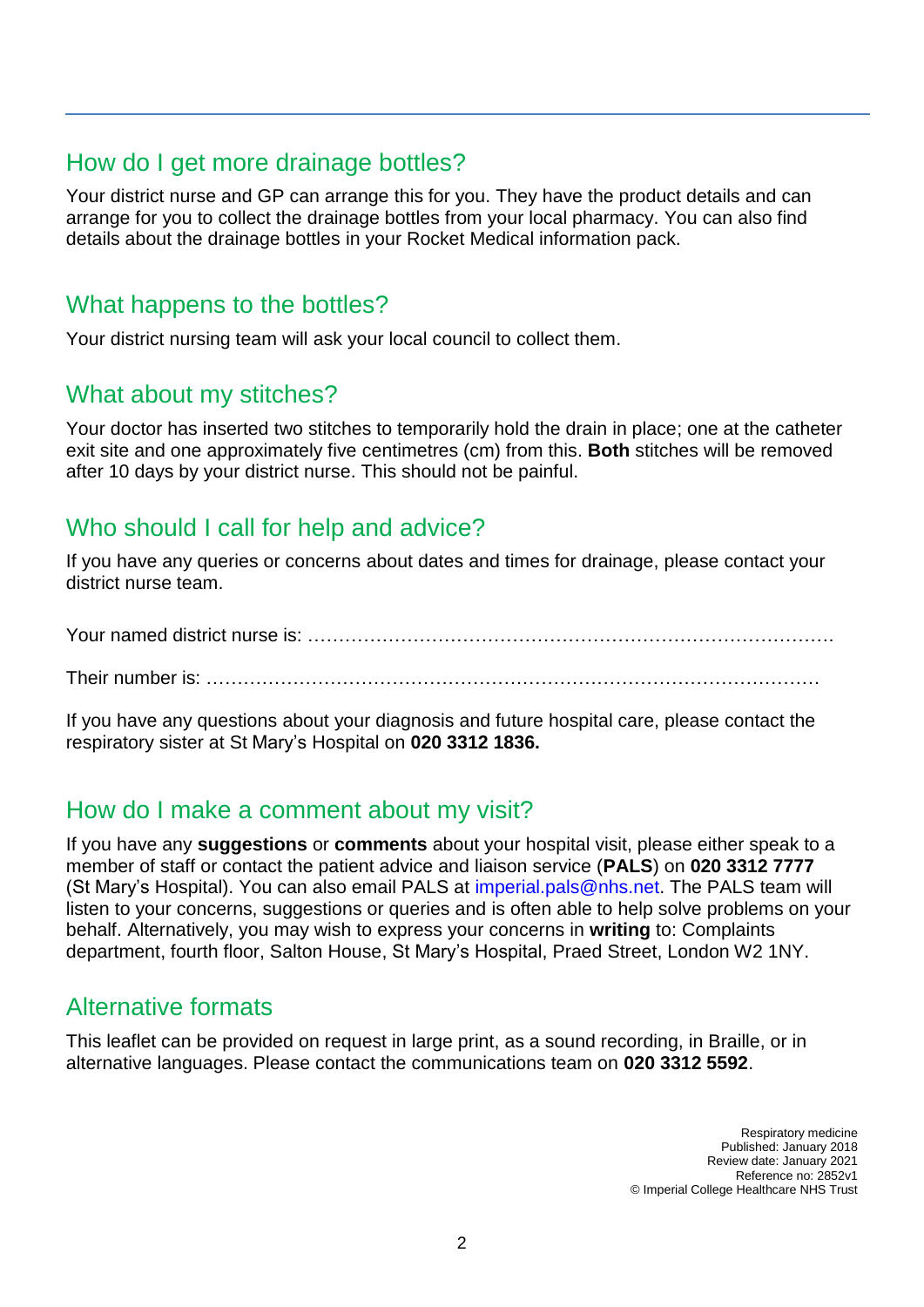## How do I get more drainage bottles?

Your district nurse and GP can arrange this for you. They have the product details and can arrange for you to collect the drainage bottles from your local pharmacy. You can also find details about the drainage bottles in your Rocket Medical information pack.

## What happens to the bottles?

Your district nursing team will ask your local council to collect them.

## What about my stitches?

Your doctor has inserted two stitches to temporarily hold the drain in place; one at the catheter exit site and one approximately five centimetres (cm) from this. **Both** stitches will be removed after 10 days by your district nurse. This should not be painful.

## Who should I call for help and advice?

If you have any queries or concerns about dates and times for drainage, please contact your district nurse team.

Your named district nurse is: ……………………………………………………………………………

Their number is: ……………………………………………………………………………………

If you have any questions about your diagnosis and future hospital care, please contact the respiratory sister at St Mary's Hospital on **020 3312 1836.**

## How do I make a comment about my visit?

If you have any **suggestions** or **comments** about your hospital visit, please either speak to a member of staff or contact the patient advice and liaison service (**PALS**) on **020 3312 7777** (St Mary's Hospital). You can also email PALS at imperial.pals@nhs.net. The PALS team will listen to your concerns, suggestions or queries and is often able to help solve problems on your behalf. Alternatively, you may wish to express your concerns in **writing** to: Complaints department, fourth floor, Salton House, St Mary's Hospital, Praed Street, London W2 1NY.

## Alternative formats

This leaflet can be provided on request in large print, as a sound recording, in Braille, or in alternative languages. Please contact the communications team on **020 3312 5592**.

Respiratory medicine
Published: January 2018
Review date: January 2021
Reference no: 2852v1
© Imperial College Healthcare NHS Trust